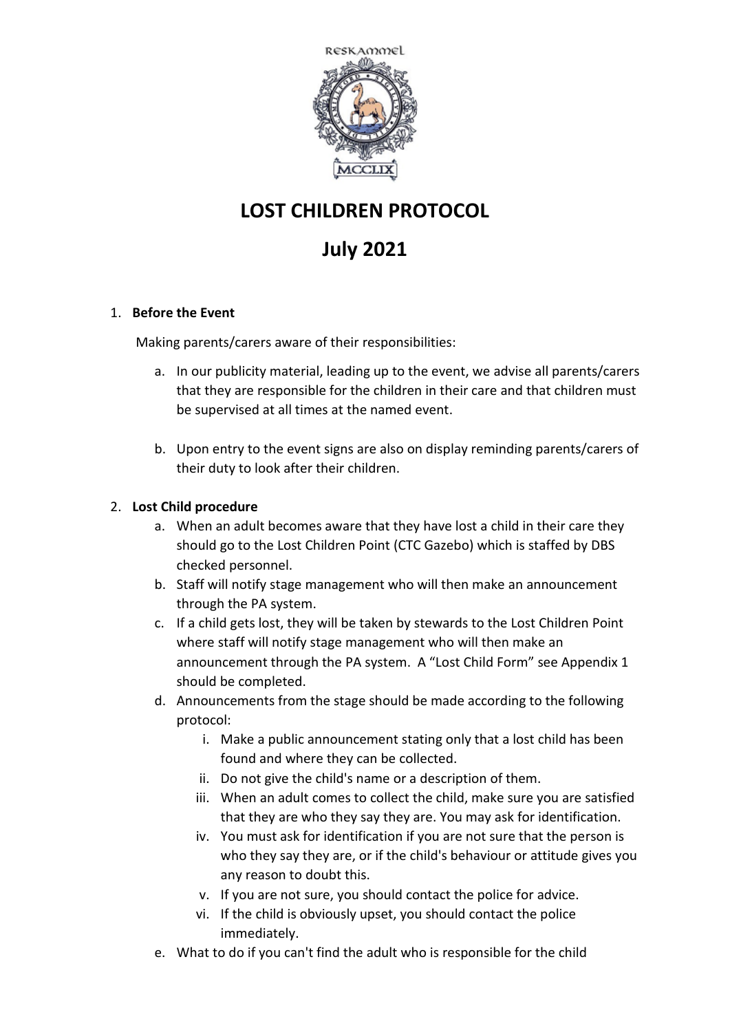RESKAMMEL

MCCLIX

# LOST CHILDREN PROTOCOL

# July 2021

1. **Before the Event**

   Making parents/carers aware of their responsibilities:

   a. In our publicity material, leading up to the event, we advise all parents/carers that they are responsible for the children in their care and that children must be supervised at all times at the named event.

   b. Upon entry to the event signs are also on display reminding parents/carers of their duty to look after their children.

2. **Lost Child procedure**

   a. When an adult becomes aware that they have lost a child in their care they should go to the Lost Children Point (CTC Gazebo) which is staffed by DBS checked personnel.

   b. Staff will notify stage management who will then make an announcement through the PA system.

   c. If a child gets lost, they will be taken by stewards to the Lost Children Point where staff will notify stage management who will then make an announcement through the PA system. A "Lost Child Form" see Appendix 1 should be completed.

   d. Announcements from the stage should be made according to the following protocol:

      i. Make a public announcement stating only that a lost child has been found and where they can be collected.

      ii. Do not give the child's name or a description of them.

      iii. When an adult comes to collect the child, make sure you are satisfied that they are who they say they are. You may ask for identification.

      iv. You must ask for identification if you are not sure that the person is who they say they are, or if the child's behaviour or attitude gives you any reason to doubt this.

      v. If you are not sure, you should contact the police for advice.

      vi. If the child is obviously upset, you should contact the police immediately.

   e. What to do if you can't find the adult who is responsible for the child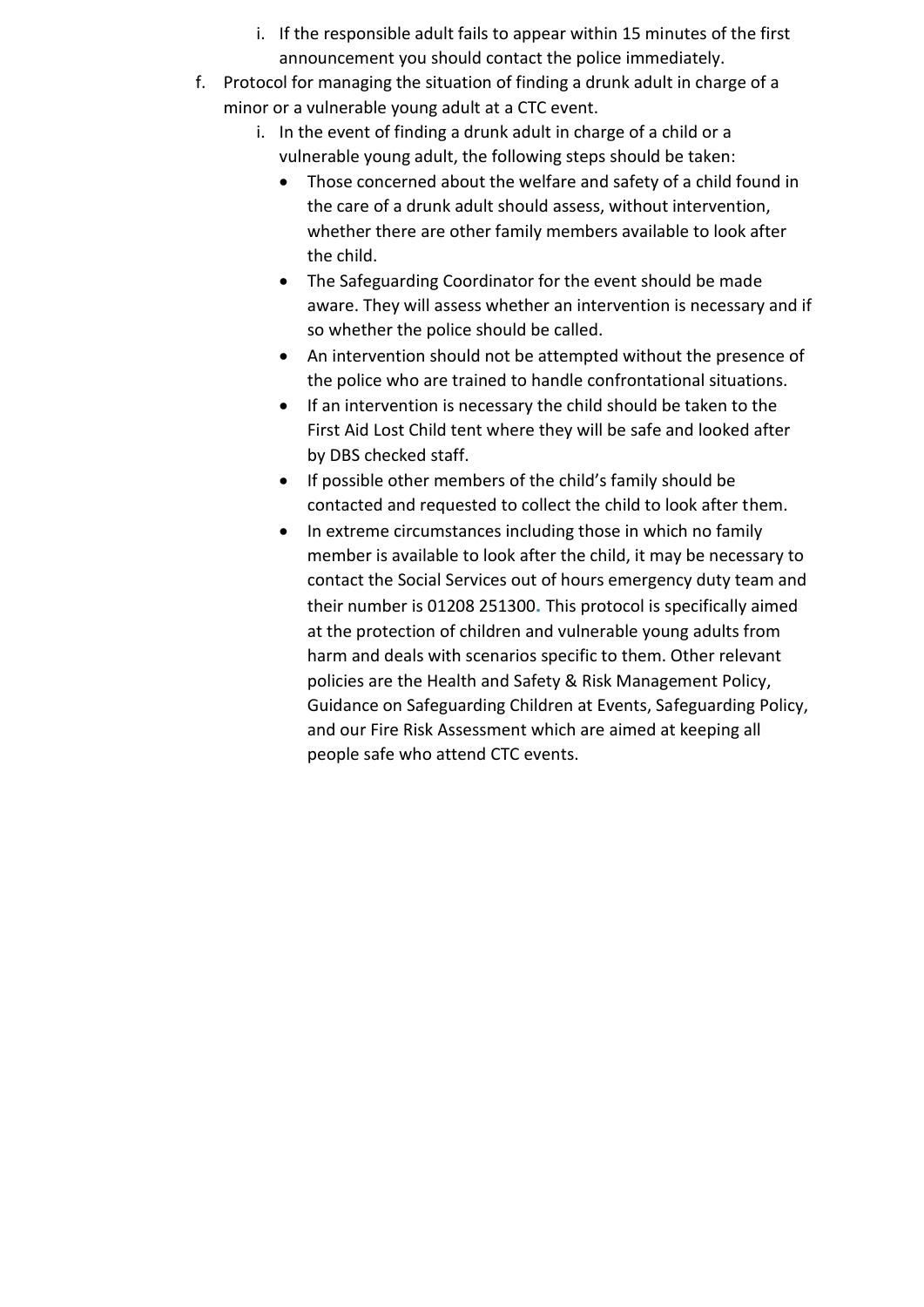i. If the responsible adult fails to appear within 15 minutes of the first announcement you should contact the police immediately.

f. Protocol for managing the situation of finding a drunk adult in charge of a minor or a vulnerable young adult at a CTC event.

   i. In the event of finding a drunk adult in charge of a child or a vulnerable young adult, the following steps should be taken:

      - Those concerned about the welfare and safety of a child found in the care of a drunk adult should assess, without intervention, whether there are other family members available to look after the child.
      - The Safeguarding Coordinator for the event should be made aware. They will assess whether an intervention is necessary and if so whether the police should be called.
      - An intervention should not be attempted without the presence of the police who are trained to handle confrontational situations.
      - If an intervention is necessary the child should be taken to the First Aid Lost Child tent where they will be safe and looked after by DBS checked staff.
      - If possible other members of the child's family should be contacted and requested to collect the child to look after them.
      - In extreme circumstances including those in which no family member is available to look after the child, it may be necessary to contact the Social Services out of hours emergency duty team and their number is 01208 251300. This protocol is specifically aimed at the protection of children and vulnerable young adults from harm and deals with scenarios specific to them. Other relevant policies are the Health and Safety & Risk Management Policy, Guidance on Safeguarding Children at Events, Safeguarding Policy, and our Fire Risk Assessment which are aimed at keeping all people safe who attend CTC events.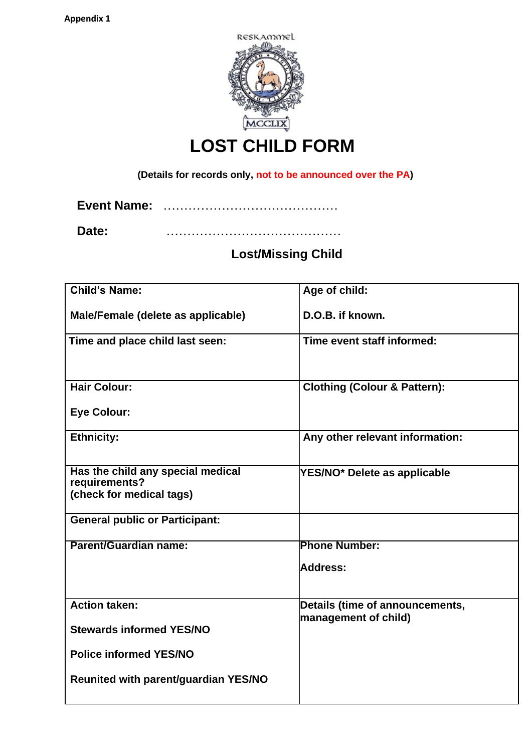**Appendix 1**

RESKAMMEL

MCCLIX

# LOST CHILD FORM

**(Details for records only, not to be announced over the PA)**

**Event Name:** ……………………………………

**Date:** ……………………………………

## Lost/Missing Child

| | |
|---|---|
| **Child's Name:**<br><br>**Male/Female (delete as applicable)** | **Age of child:**<br><br>**D.O.B. if known.** |
| **Time and place child last seen:** | **Time event staff informed:** |
| **Hair Colour:**<br><br>**Eye Colour:** | **Clothing (Colour & Pattern):** |
| **Ethnicity:** | **Any other relevant information:** |
| **Has the child any special medical requirements?**<br>**(check for medical tags)** | **YES/NO* Delete as applicable** |
| **General public or Participant:** | |
| **Parent/Guardian name:** | **Phone Number:**<br><br>**Address:** |
| **Action taken:**<br><br>**Stewards informed YES/NO**<br><br>**Police informed YES/NO**<br><br>**Reunited with parent/guardian YES/NO** | **Details (time of announcements, management of child)** |